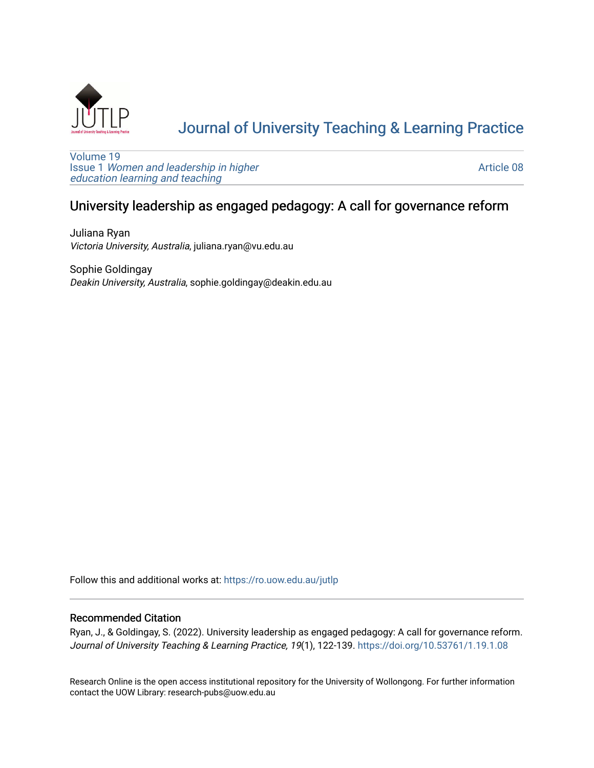# Journal of University Teaching & Learning Practice

Volume 19
Issue 1 *Women and leadership in higher education learning and teaching*

Article 08

## University leadership as engaged pedagogy: A call for governance reform

Juliana Ryan
*Victoria University, Australia*, juliana.ryan@vu.edu.au

Sophie Goldingay
*Deakin University, Australia*, sophie.goldingay@deakin.edu.au

Follow this and additional works at: https://ro.uow.edu.au/jutlp

### Recommended Citation

Ryan, J., & Goldingay, S. (2022). University leadership as engaged pedagogy: A call for governance reform. *Journal of University Teaching & Learning Practice, 19*(1), 122-139. https://doi.org/10.53761/1.19.1.08

Research Online is the open access institutional repository for the University of Wollongong. For further information contact the UOW Library: research-pubs@uow.edu.au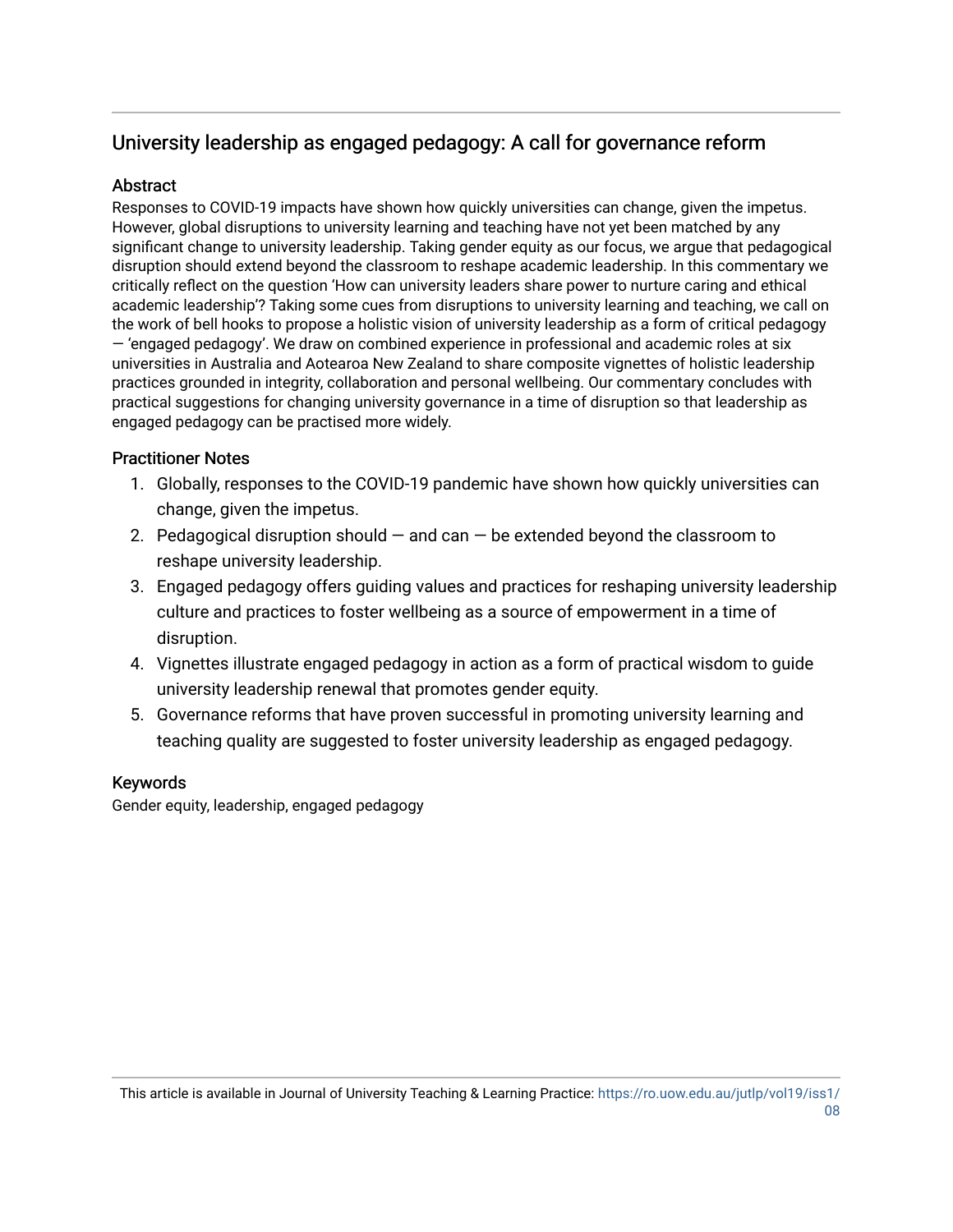## University leadership as engaged pedagogy: A call for governance reform

### Abstract

Responses to COVID-19 impacts have shown how quickly universities can change, given the impetus. However, global disruptions to university learning and teaching have not yet been matched by any significant change to university leadership. Taking gender equity as our focus, we argue that pedagogical disruption should extend beyond the classroom to reshape academic leadership. In this commentary we critically reflect on the question 'How can university leaders share power to nurture caring and ethical academic leadership'? Taking some cues from disruptions to university learning and teaching, we call on the work of bell hooks to propose a holistic vision of university leadership as a form of critical pedagogy — 'engaged pedagogy'. We draw on combined experience in professional and academic roles at six universities in Australia and Aotearoa New Zealand to share composite vignettes of holistic leadership practices grounded in integrity, collaboration and personal wellbeing. Our commentary concludes with practical suggestions for changing university governance in a time of disruption so that leadership as engaged pedagogy can be practised more widely.

### Practitioner Notes

1. Globally, responses to the COVID-19 pandemic have shown how quickly universities can change, given the impetus.
2. Pedagogical disruption should — and can — be extended beyond the classroom to reshape university leadership.
3. Engaged pedagogy offers guiding values and practices for reshaping university leadership culture and practices to foster wellbeing as a source of empowerment in a time of disruption.
4. Vignettes illustrate engaged pedagogy in action as a form of practical wisdom to guide university leadership renewal that promotes gender equity.
5. Governance reforms that have proven successful in promoting university learning and teaching quality are suggested to foster university leadership as engaged pedagogy.

### Keywords

Gender equity, leadership, engaged pedagogy

This article is available in Journal of University Teaching & Learning Practice: https://ro.uow.edu.au/jutlp/vol19/iss1/08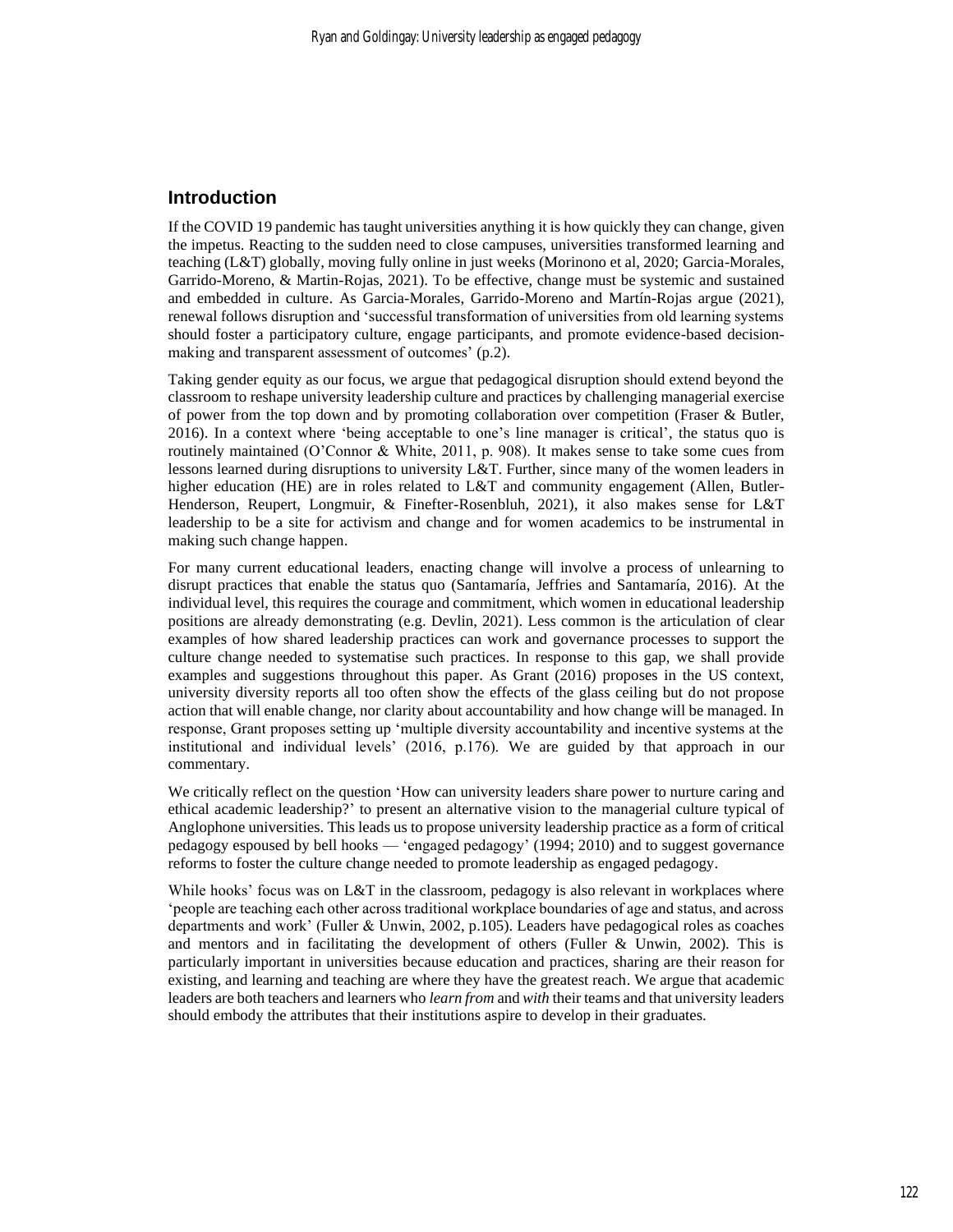## Introduction

If the COVID 19 pandemic has taught universities anything it is how quickly they can change, given the impetus. Reacting to the sudden need to close campuses, universities transformed learning and teaching (L&T) globally, moving fully online in just weeks (Morinono et al, 2020; Garcia-Morales, Garrido-Moreno, & Martin-Rojas, 2021). To be effective, change must be systemic and sustained and embedded in culture. As Garcia-Morales, Garrido-Moreno and Martín-Rojas argue (2021), renewal follows disruption and 'successful transformation of universities from old learning systems should foster a participatory culture, engage participants, and promote evidence-based decision-making and transparent assessment of outcomes' (p.2).

Taking gender equity as our focus, we argue that pedagogical disruption should extend beyond the classroom to reshape university leadership culture and practices by challenging managerial exercise of power from the top down and by promoting collaboration over competition (Fraser & Butler, 2016). In a context where 'being acceptable to one's line manager is critical', the status quo is routinely maintained (O'Connor & White, 2011, p. 908). It makes sense to take some cues from lessons learned during disruptions to university L&T. Further, since many of the women leaders in higher education (HE) are in roles related to L&T and community engagement (Allen, Butler-Henderson, Reupert, Longmuir, & Finefter-Rosenbluh, 2021), it also makes sense for L&T leadership to be a site for activism and change and for women academics to be instrumental in making such change happen.

For many current educational leaders, enacting change will involve a process of unlearning to disrupt practices that enable the status quo (Santamaría, Jeffries and Santamaría, 2016). At the individual level, this requires the courage and commitment, which women in educational leadership positions are already demonstrating (e.g. Devlin, 2021). Less common is the articulation of clear examples of how shared leadership practices can work and governance processes to support the culture change needed to systematise such practices. In response to this gap, we shall provide examples and suggestions throughout this paper. As Grant (2016) proposes in the US context, university diversity reports all too often show the effects of the glass ceiling but do not propose action that will enable change, nor clarity about accountability and how change will be managed. In response, Grant proposes setting up 'multiple diversity accountability and incentive systems at the institutional and individual levels' (2016, p.176). We are guided by that approach in our commentary.

We critically reflect on the question 'How can university leaders share power to nurture caring and ethical academic leadership?' to present an alternative vision to the managerial culture typical of Anglophone universities. This leads us to propose university leadership practice as a form of critical pedagogy espoused by bell hooks — 'engaged pedagogy' (1994; 2010) and to suggest governance reforms to foster the culture change needed to promote leadership as engaged pedagogy.

While hooks' focus was on L&T in the classroom, pedagogy is also relevant in workplaces where 'people are teaching each other across traditional workplace boundaries of age and status, and across departments and work' (Fuller & Unwin, 2002, p.105). Leaders have pedagogical roles as coaches and mentors and in facilitating the development of others (Fuller & Unwin, 2002). This is particularly important in universities because education and practices, sharing are their reason for existing, and learning and teaching are where they have the greatest reach. We argue that academic leaders are both teachers and learners who *learn from* and *with* their teams and that university leaders should embody the attributes that their institutions aspire to develop in their graduates.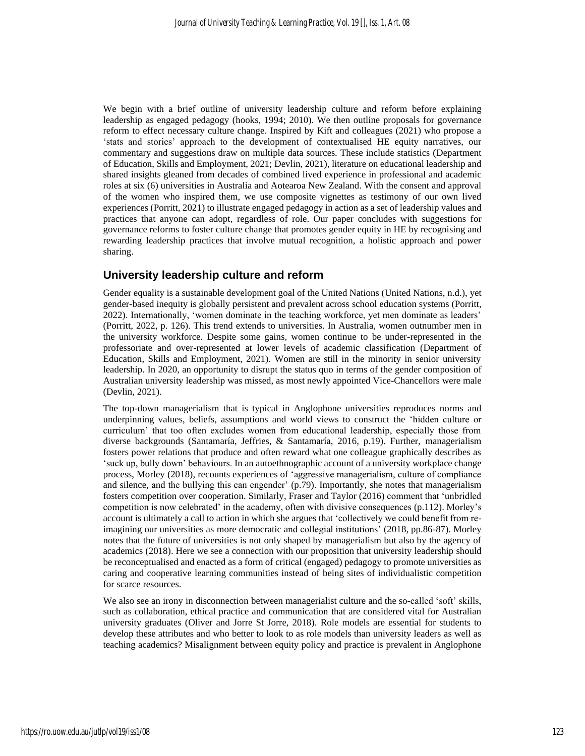We begin with a brief outline of university leadership culture and reform before explaining leadership as engaged pedagogy (hooks, 1994; 2010). We then outline proposals for governance reform to effect necessary culture change. Inspired by Kift and colleagues (2021) who propose a 'stats and stories' approach to the development of contextualised HE equity narratives, our commentary and suggestions draw on multiple data sources. These include statistics (Department of Education, Skills and Employment, 2021; Devlin, 2021), literature on educational leadership and shared insights gleaned from decades of combined lived experience in professional and academic roles at six (6) universities in Australia and Aotearoa New Zealand. With the consent and approval of the women who inspired them, we use composite vignettes as testimony of our own lived experiences (Porritt, 2021) to illustrate engaged pedagogy in action as a set of leadership values and practices that anyone can adopt, regardless of role. Our paper concludes with suggestions for governance reforms to foster culture change that promotes gender equity in HE by recognising and rewarding leadership practices that involve mutual recognition, a holistic approach and power sharing.

## University leadership culture and reform

Gender equality is a sustainable development goal of the United Nations (United Nations, n.d.), yet gender-based inequity is globally persistent and prevalent across school education systems (Porritt, 2022). Internationally, 'women dominate in the teaching workforce, yet men dominate as leaders' (Porritt, 2022, p. 126). This trend extends to universities. In Australia, women outnumber men in the university workforce. Despite some gains, women continue to be under-represented in the professoriate and over-represented at lower levels of academic classification (Department of Education, Skills and Employment, 2021). Women are still in the minority in senior university leadership. In 2020, an opportunity to disrupt the status quo in terms of the gender composition of Australian university leadership was missed, as most newly appointed Vice-Chancellors were male (Devlin, 2021).

The top-down managerialism that is typical in Anglophone universities reproduces norms and underpinning values, beliefs, assumptions and world views to construct the 'hidden culture or curriculum' that too often excludes women from educational leadership, especially those from diverse backgrounds (Santamaría, Jeffries, & Santamaría, 2016, p.19). Further, managerialism fosters power relations that produce and often reward what one colleague graphically describes as 'suck up, bully down' behaviours. In an autoethnographic account of a university workplace change process, Morley (2018), recounts experiences of 'aggressive managerialism, culture of compliance and silence, and the bullying this can engender' (p.79). Importantly, she notes that managerialism fosters competition over cooperation. Similarly, Fraser and Taylor (2016) comment that 'unbridled competition is now celebrated' in the academy, often with divisive consequences (p.112). Morley's account is ultimately a call to action in which she argues that 'collectively we could benefit from re-imagining our universities as more democratic and collegial institutions' (2018, pp.86-87). Morley notes that the future of universities is not only shaped by managerialism but also by the agency of academics (2018). Here we see a connection with our proposition that university leadership should be reconceptualised and enacted as a form of critical (engaged) pedagogy to promote universities as caring and cooperative learning communities instead of being sites of individualistic competition for scarce resources.

We also see an irony in disconnection between managerialist culture and the so-called 'soft' skills, such as collaboration, ethical practice and communication that are considered vital for Australian university graduates (Oliver and Jorre St Jorre, 2018). Role models are essential for students to develop these attributes and who better to look to as role models than university leaders as well as teaching academics? Misalignment between equity policy and practice is prevalent in Anglophone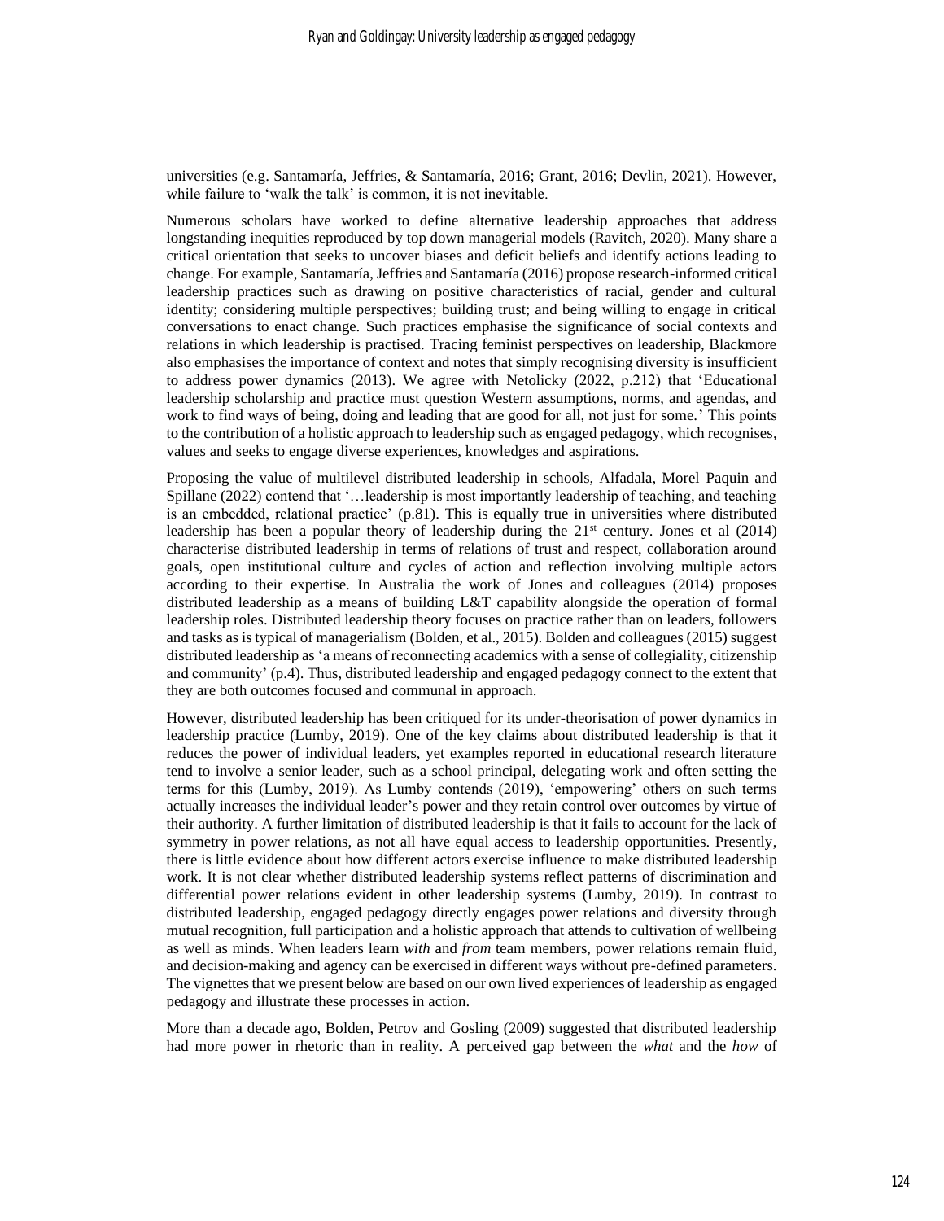universities (e.g. Santamaría, Jeffries, & Santamaría, 2016; Grant, 2016; Devlin, 2021). However, while failure to 'walk the talk' is common, it is not inevitable.

Numerous scholars have worked to define alternative leadership approaches that address longstanding inequities reproduced by top down managerial models (Ravitch, 2020). Many share a critical orientation that seeks to uncover biases and deficit beliefs and identify actions leading to change. For example, Santamaría, Jeffries and Santamaría (2016) propose research-informed critical leadership practices such as drawing on positive characteristics of racial, gender and cultural identity; considering multiple perspectives; building trust; and being willing to engage in critical conversations to enact change. Such practices emphasise the significance of social contexts and relations in which leadership is practised. Tracing feminist perspectives on leadership, Blackmore also emphasises the importance of context and notes that simply recognising diversity is insufficient to address power dynamics (2013). We agree with Netolicky (2022, p.212) that 'Educational leadership scholarship and practice must question Western assumptions, norms, and agendas, and work to find ways of being, doing and leading that are good for all, not just for some.' This points to the contribution of a holistic approach to leadership such as engaged pedagogy, which recognises, values and seeks to engage diverse experiences, knowledges and aspirations.

Proposing the value of multilevel distributed leadership in schools, Alfadala, Morel Paquin and Spillane (2022) contend that '…leadership is most importantly leadership of teaching, and teaching is an embedded, relational practice' (p.81). This is equally true in universities where distributed leadership has been a popular theory of leadership during the 21st century. Jones et al (2014) characterise distributed leadership in terms of relations of trust and respect, collaboration around goals, open institutional culture and cycles of action and reflection involving multiple actors according to their expertise. In Australia the work of Jones and colleagues (2014) proposes distributed leadership as a means of building L&T capability alongside the operation of formal leadership roles. Distributed leadership theory focuses on practice rather than on leaders, followers and tasks as is typical of managerialism (Bolden, et al., 2015). Bolden and colleagues (2015) suggest distributed leadership as 'a means of reconnecting academics with a sense of collegiality, citizenship and community' (p.4). Thus, distributed leadership and engaged pedagogy connect to the extent that they are both outcomes focused and communal in approach.

However, distributed leadership has been critiqued for its under-theorisation of power dynamics in leadership practice (Lumby, 2019). One of the key claims about distributed leadership is that it reduces the power of individual leaders, yet examples reported in educational research literature tend to involve a senior leader, such as a school principal, delegating work and often setting the terms for this (Lumby, 2019). As Lumby contends (2019), 'empowering' others on such terms actually increases the individual leader's power and they retain control over outcomes by virtue of their authority. A further limitation of distributed leadership is that it fails to account for the lack of symmetry in power relations, as not all have equal access to leadership opportunities. Presently, there is little evidence about how different actors exercise influence to make distributed leadership work. It is not clear whether distributed leadership systems reflect patterns of discrimination and differential power relations evident in other leadership systems (Lumby, 2019). In contrast to distributed leadership, engaged pedagogy directly engages power relations and diversity through mutual recognition, full participation and a holistic approach that attends to cultivation of wellbeing as well as minds. When leaders learn *with* and *from* team members, power relations remain fluid, and decision-making and agency can be exercised in different ways without pre-defined parameters. The vignettes that we present below are based on our own lived experiences of leadership as engaged pedagogy and illustrate these processes in action.

More than a decade ago, Bolden, Petrov and Gosling (2009) suggested that distributed leadership had more power in rhetoric than in reality. A perceived gap between the *what* and the *how* of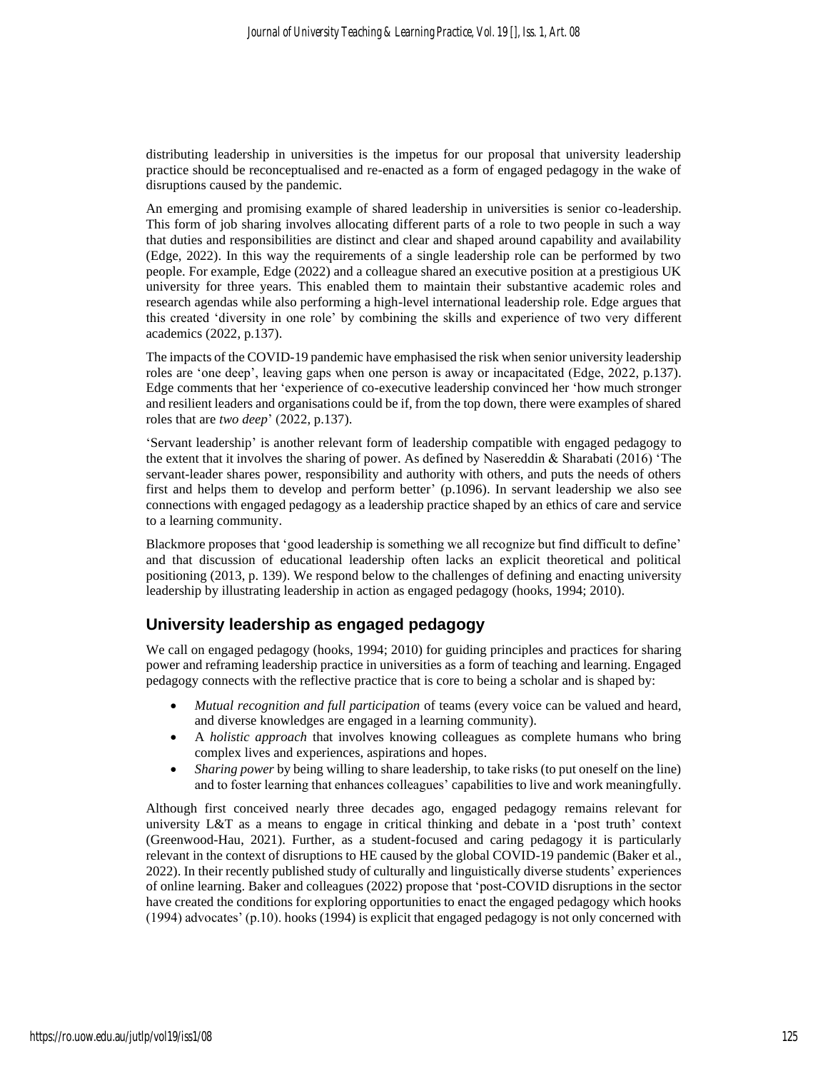distributing leadership in universities is the impetus for our proposal that university leadership practice should be reconceptualised and re-enacted as a form of engaged pedagogy in the wake of disruptions caused by the pandemic.

An emerging and promising example of shared leadership in universities is senior co-leadership. This form of job sharing involves allocating different parts of a role to two people in such a way that duties and responsibilities are distinct and clear and shaped around capability and availability (Edge, 2022). In this way the requirements of a single leadership role can be performed by two people. For example, Edge (2022) and a colleague shared an executive position at a prestigious UK university for three years. This enabled them to maintain their substantive academic roles and research agendas while also performing a high-level international leadership role. Edge argues that this created 'diversity in one role' by combining the skills and experience of two very different academics (2022, p.137).

The impacts of the COVID-19 pandemic have emphasised the risk when senior university leadership roles are 'one deep', leaving gaps when one person is away or incapacitated (Edge, 2022, p.137). Edge comments that her 'experience of co-executive leadership convinced her 'how much stronger and resilient leaders and organisations could be if, from the top down, there were examples of shared roles that are *two deep*' (2022, p.137).

'Servant leadership' is another relevant form of leadership compatible with engaged pedagogy to the extent that it involves the sharing of power. As defined by Nasereddin & Sharabati (2016) 'The servant-leader shares power, responsibility and authority with others, and puts the needs of others first and helps them to develop and perform better' (p.1096). In servant leadership we also see connections with engaged pedagogy as a leadership practice shaped by an ethics of care and service to a learning community.

Blackmore proposes that 'good leadership is something we all recognize but find difficult to define' and that discussion of educational leadership often lacks an explicit theoretical and political positioning (2013, p. 139). We respond below to the challenges of defining and enacting university leadership by illustrating leadership in action as engaged pedagogy (hooks, 1994; 2010).

## University leadership as engaged pedagogy

We call on engaged pedagogy (hooks, 1994; 2010) for guiding principles and practices for sharing power and reframing leadership practice in universities as a form of teaching and learning. Engaged pedagogy connects with the reflective practice that is core to being a scholar and is shaped by:

- *Mutual recognition and full participation* of teams (every voice can be valued and heard, and diverse knowledges are engaged in a learning community).
- A *holistic approach* that involves knowing colleagues as complete humans who bring complex lives and experiences, aspirations and hopes.
- *Sharing power* by being willing to share leadership, to take risks (to put oneself on the line) and to foster learning that enhances colleagues' capabilities to live and work meaningfully.

Although first conceived nearly three decades ago, engaged pedagogy remains relevant for university L&T as a means to engage in critical thinking and debate in a 'post truth' context (Greenwood-Hau, 2021). Further, as a student-focused and caring pedagogy it is particularly relevant in the context of disruptions to HE caused by the global COVID-19 pandemic (Baker et al., 2022). In their recently published study of culturally and linguistically diverse students' experiences of online learning. Baker and colleagues (2022) propose that 'post-COVID disruptions in the sector have created the conditions for exploring opportunities to enact the engaged pedagogy which hooks (1994) advocates' (p.10). hooks (1994) is explicit that engaged pedagogy is not only concerned with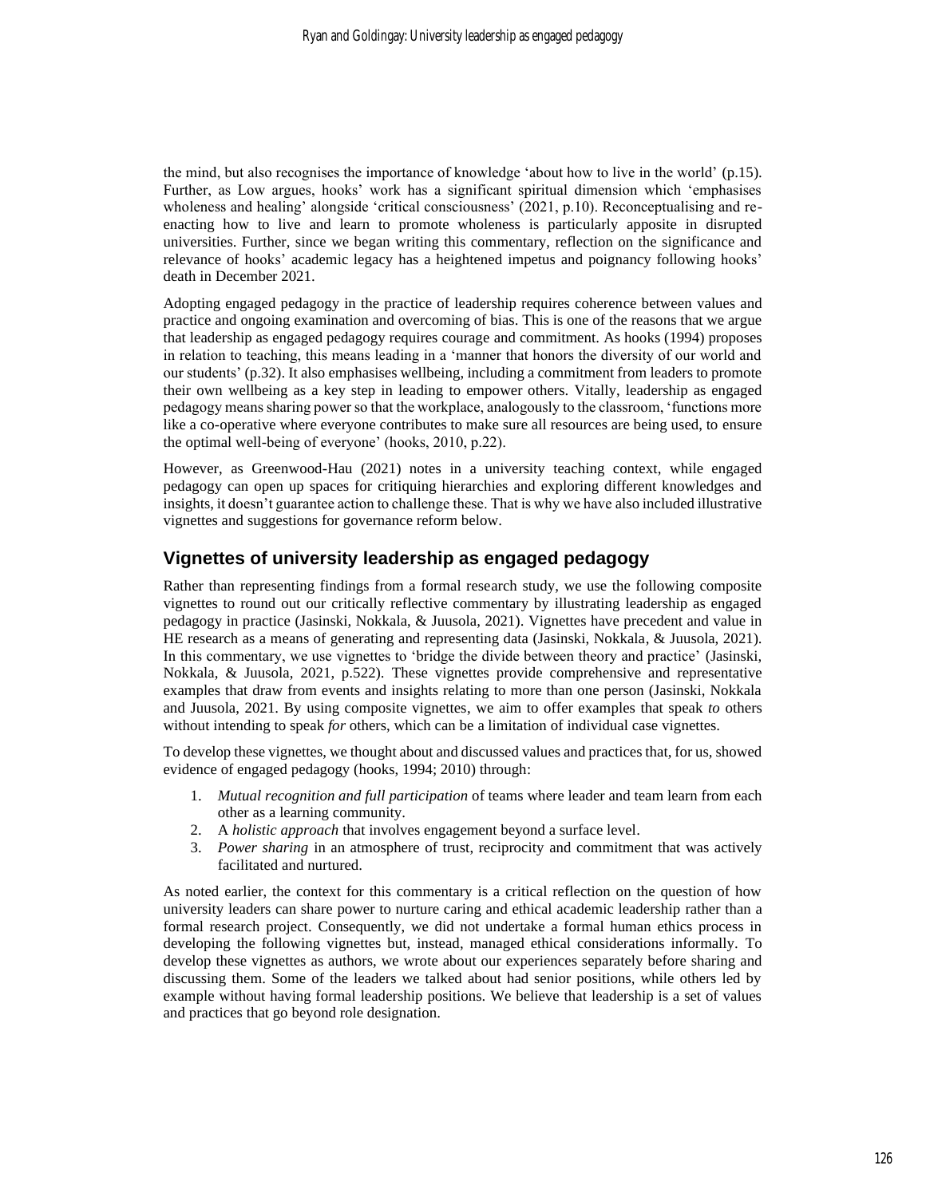the mind, but also recognises the importance of knowledge 'about how to live in the world' (p.15). Further, as Low argues, hooks' work has a significant spiritual dimension which 'emphasises wholeness and healing' alongside 'critical consciousness' (2021, p.10). Reconceptualising and re-enacting how to live and learn to promote wholeness is particularly apposite in disrupted universities. Further, since we began writing this commentary, reflection on the significance and relevance of hooks' academic legacy has a heightened impetus and poignancy following hooks' death in December 2021.

Adopting engaged pedagogy in the practice of leadership requires coherence between values and practice and ongoing examination and overcoming of bias. This is one of the reasons that we argue that leadership as engaged pedagogy requires courage and commitment. As hooks (1994) proposes in relation to teaching, this means leading in a 'manner that honors the diversity of our world and our students' (p.32). It also emphasises wellbeing, including a commitment from leaders to promote their own wellbeing as a key step in leading to empower others. Vitally, leadership as engaged pedagogy means sharing power so that the workplace, analogously to the classroom, 'functions more like a co-operative where everyone contributes to make sure all resources are being used, to ensure the optimal well-being of everyone' (hooks, 2010, p.22).

However, as Greenwood-Hau (2021) notes in a university teaching context, while engaged pedagogy can open up spaces for critiquing hierarchies and exploring different knowledges and insights, it doesn't guarantee action to challenge these. That is why we have also included illustrative vignettes and suggestions for governance reform below.

## Vignettes of university leadership as engaged pedagogy

Rather than representing findings from a formal research study, we use the following composite vignettes to round out our critically reflective commentary by illustrating leadership as engaged pedagogy in practice (Jasinski, Nokkala, & Juusola, 2021). Vignettes have precedent and value in HE research as a means of generating and representing data (Jasinski, Nokkala, & Juusola, 2021). In this commentary, we use vignettes to 'bridge the divide between theory and practice' (Jasinski, Nokkala, & Juusola, 2021, p.522). These vignettes provide comprehensive and representative examples that draw from events and insights relating to more than one person (Jasinski, Nokkala and Juusola, 2021. By using composite vignettes, we aim to offer examples that speak *to* others without intending to speak *for* others, which can be a limitation of individual case vignettes.

To develop these vignettes, we thought about and discussed values and practices that, for us, showed evidence of engaged pedagogy (hooks, 1994; 2010) through:

1. *Mutual recognition and full participation* of teams where leader and team learn from each other as a learning community.
2. A *holistic approach* that involves engagement beyond a surface level.
3. *Power sharing* in an atmosphere of trust, reciprocity and commitment that was actively facilitated and nurtured.

As noted earlier, the context for this commentary is a critical reflection on the question of how university leaders can share power to nurture caring and ethical academic leadership rather than a formal research project. Consequently, we did not undertake a formal human ethics process in developing the following vignettes but, instead, managed ethical considerations informally. To develop these vignettes as authors, we wrote about our experiences separately before sharing and discussing them. Some of the leaders we talked about had senior positions, while others led by example without having formal leadership positions. We believe that leadership is a set of values and practices that go beyond role designation.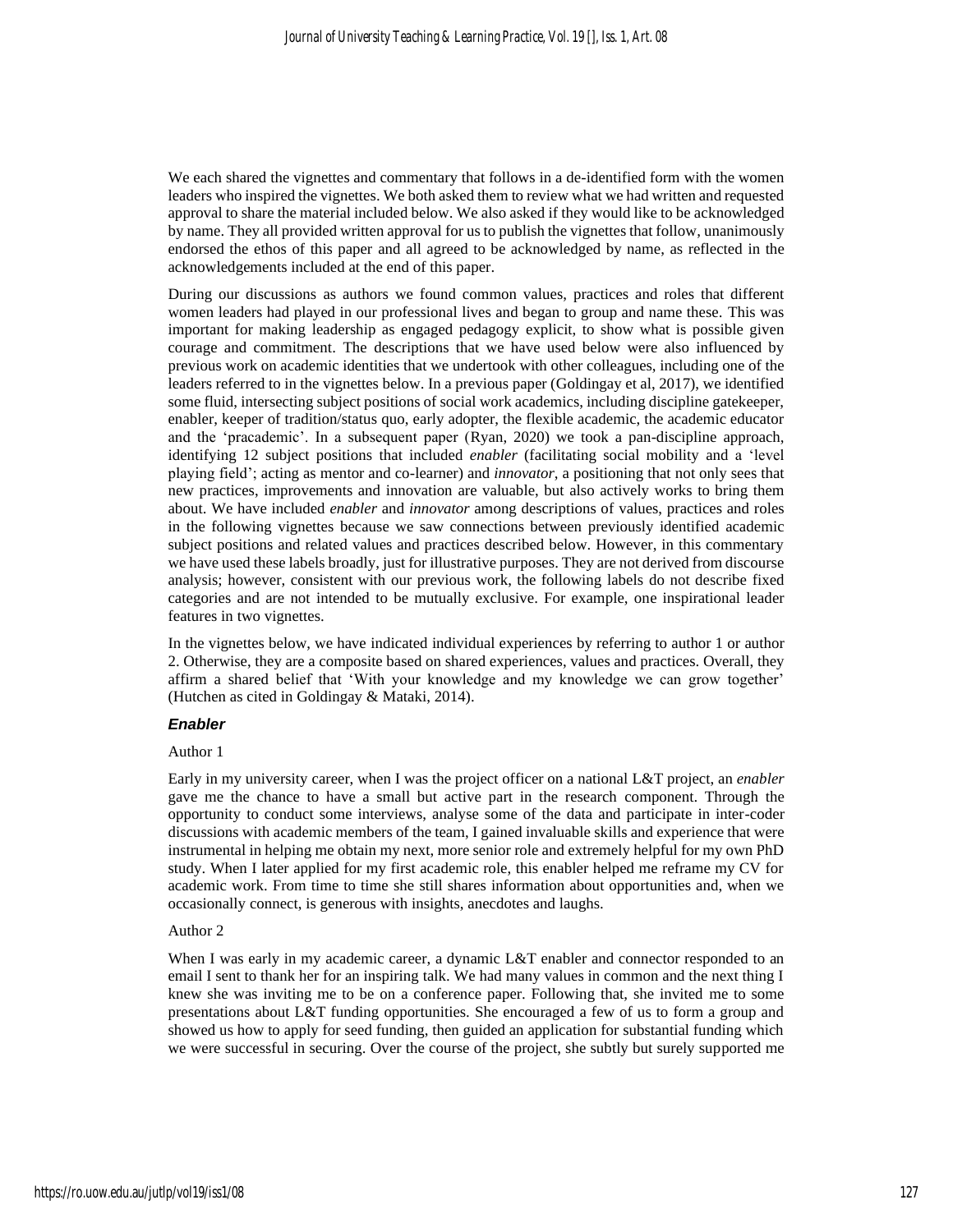We each shared the vignettes and commentary that follows in a de-identified form with the women leaders who inspired the vignettes. We both asked them to review what we had written and requested approval to share the material included below. We also asked if they would like to be acknowledged by name. They all provided written approval for us to publish the vignettes that follow, unanimously endorsed the ethos of this paper and all agreed to be acknowledged by name, as reflected in the acknowledgements included at the end of this paper.

During our discussions as authors we found common values, practices and roles that different women leaders had played in our professional lives and began to group and name these. This was important for making leadership as engaged pedagogy explicit, to show what is possible given courage and commitment. The descriptions that we have used below were also influenced by previous work on academic identities that we undertook with other colleagues, including one of the leaders referred to in the vignettes below. In a previous paper (Goldingay et al, 2017), we identified some fluid, intersecting subject positions of social work academics, including discipline gatekeeper, enabler, keeper of tradition/status quo, early adopter, the flexible academic, the academic educator and the 'pracademic'. In a subsequent paper (Ryan, 2020) we took a pan-discipline approach, identifying 12 subject positions that included *enabler* (facilitating social mobility and a 'level playing field'; acting as mentor and co-learner) and *innovator*, a positioning that not only sees that new practices, improvements and innovation are valuable, but also actively works to bring them about. We have included *enabler* and *innovator* among descriptions of values, practices and roles in the following vignettes because we saw connections between previously identified academic subject positions and related values and practices described below. However, in this commentary we have used these labels broadly, just for illustrative purposes. They are not derived from discourse analysis; however, consistent with our previous work, the following labels do not describe fixed categories and are not intended to be mutually exclusive. For example, one inspirational leader features in two vignettes.

In the vignettes below, we have indicated individual experiences by referring to author 1 or author 2. Otherwise, they are a composite based on shared experiences, values and practices. Overall, they affirm a shared belief that 'With your knowledge and my knowledge we can grow together' (Hutchen as cited in Goldingay & Mataki, 2014).

### *Enabler*

Author 1

Early in my university career, when I was the project officer on a national L&T project, an *enabler* gave me the chance to have a small but active part in the research component. Through the opportunity to conduct some interviews, analyse some of the data and participate in inter-coder discussions with academic members of the team, I gained invaluable skills and experience that were instrumental in helping me obtain my next, more senior role and extremely helpful for my own PhD study. When I later applied for my first academic role, this enabler helped me reframe my CV for academic work. From time to time she still shares information about opportunities and, when we occasionally connect, is generous with insights, anecdotes and laughs.

Author 2

When I was early in my academic career, a dynamic L&T enabler and connector responded to an email I sent to thank her for an inspiring talk. We had many values in common and the next thing I knew she was inviting me to be on a conference paper. Following that, she invited me to some presentations about L&T funding opportunities. She encouraged a few of us to form a group and showed us how to apply for seed funding, then guided an application for substantial funding which we were successful in securing. Over the course of the project, she subtly but surely supported me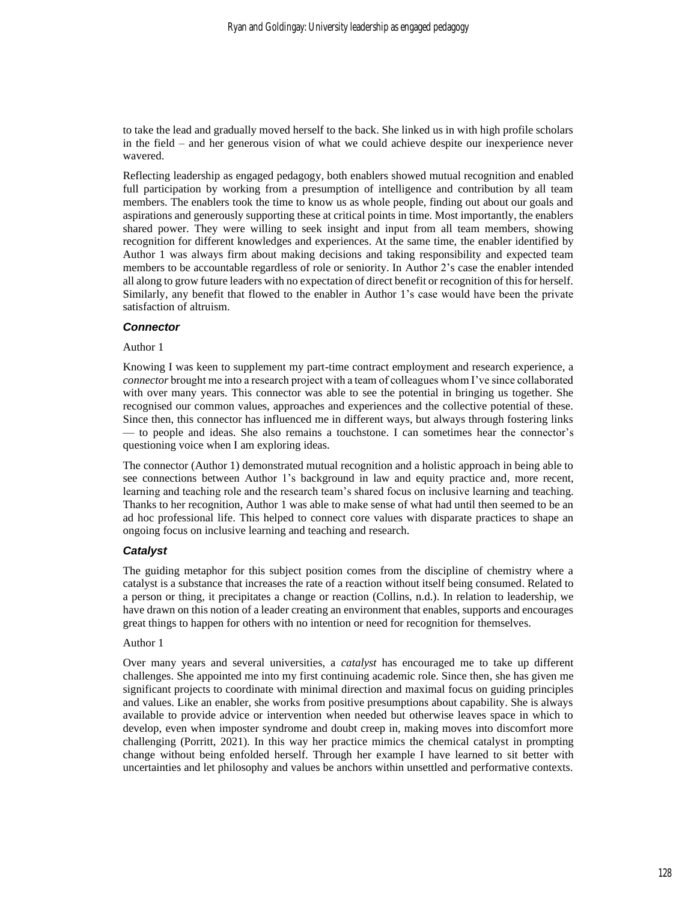to take the lead and gradually moved herself to the back. She linked us in with high profile scholars in the field – and her generous vision of what we could achieve despite our inexperience never wavered.

Reflecting leadership as engaged pedagogy, both enablers showed mutual recognition and enabled full participation by working from a presumption of intelligence and contribution by all team members. The enablers took the time to know us as whole people, finding out about our goals and aspirations and generously supporting these at critical points in time. Most importantly, the enablers shared power. They were willing to seek insight and input from all team members, showing recognition for different knowledges and experiences. At the same time, the enabler identified by Author 1 was always firm about making decisions and taking responsibility and expected team members to be accountable regardless of role or seniority. In Author 2's case the enabler intended all along to grow future leaders with no expectation of direct benefit or recognition of this for herself. Similarly, any benefit that flowed to the enabler in Author 1's case would have been the private satisfaction of altruism.

### ***Connector***

Author 1

Knowing I was keen to supplement my part-time contract employment and research experience, a *connector* brought me into a research project with a team of colleagues whom I've since collaborated with over many years. This connector was able to see the potential in bringing us together. She recognised our common values, approaches and experiences and the collective potential of these. Since then, this connector has influenced me in different ways, but always through fostering links — to people and ideas. She also remains a touchstone. I can sometimes hear the connector's questioning voice when I am exploring ideas.

The connector (Author 1) demonstrated mutual recognition and a holistic approach in being able to see connections between Author 1's background in law and equity practice and, more recent, learning and teaching role and the research team's shared focus on inclusive learning and teaching. Thanks to her recognition, Author 1 was able to make sense of what had until then seemed to be an ad hoc professional life. This helped to connect core values with disparate practices to shape an ongoing focus on inclusive learning and teaching and research.

### ***Catalyst***

The guiding metaphor for this subject position comes from the discipline of chemistry where a catalyst is a substance that increases the rate of a reaction without itself being consumed. Related to a person or thing, it precipitates a change or reaction (Collins, n.d.). In relation to leadership, we have drawn on this notion of a leader creating an environment that enables, supports and encourages great things to happen for others with no intention or need for recognition for themselves.

Author 1

Over many years and several universities, a *catalyst* has encouraged me to take up different challenges. She appointed me into my first continuing academic role. Since then, she has given me significant projects to coordinate with minimal direction and maximal focus on guiding principles and values. Like an enabler, she works from positive presumptions about capability. She is always available to provide advice or intervention when needed but otherwise leaves space in which to develop, even when imposter syndrome and doubt creep in, making moves into discomfort more challenging (Porritt, 2021). In this way her practice mimics the chemical catalyst in prompting change without being enfolded herself. Through her example I have learned to sit better with uncertainties and let philosophy and values be anchors within unsettled and performative contexts.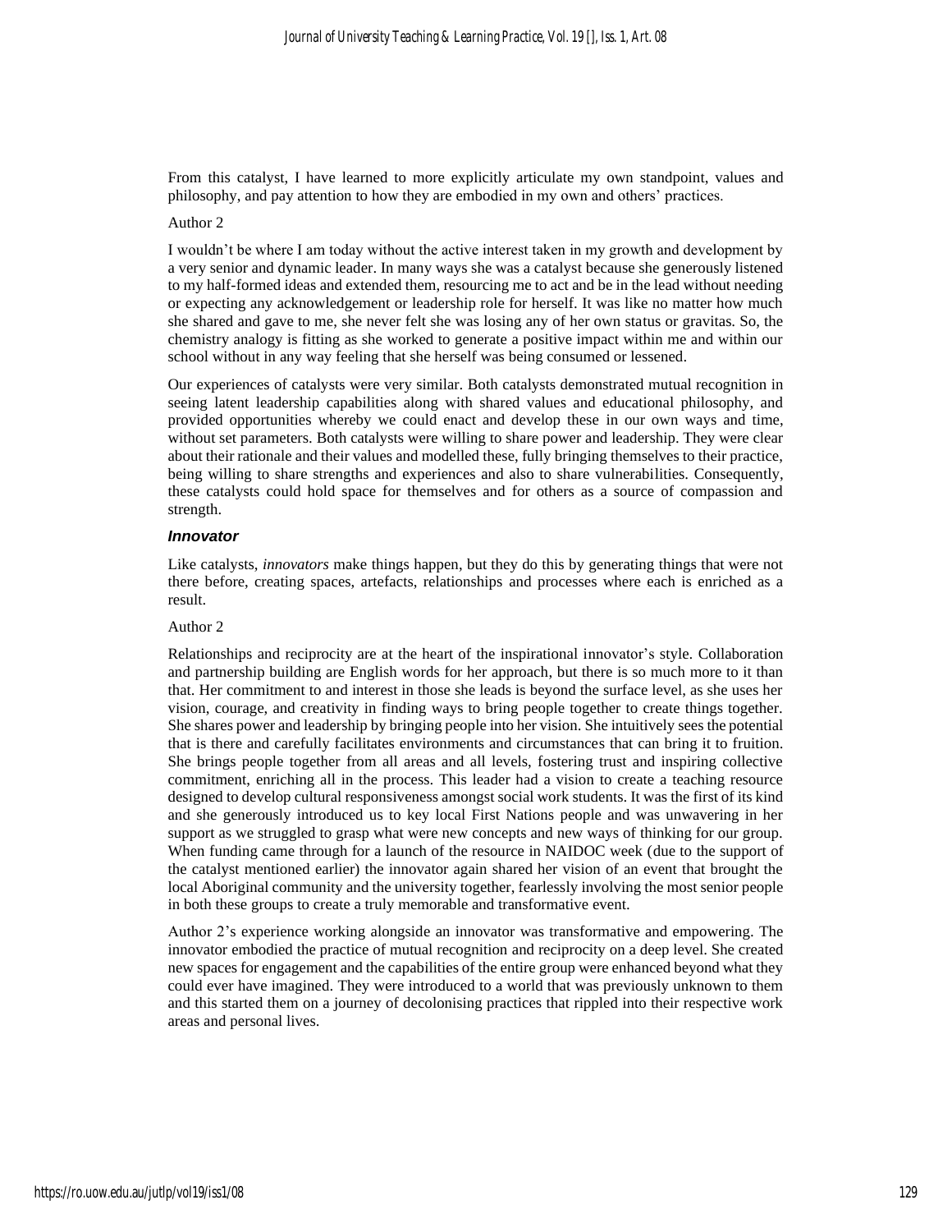From this catalyst, I have learned to more explicitly articulate my own standpoint, values and philosophy, and pay attention to how they are embodied in my own and others' practices.

Author 2

I wouldn't be where I am today without the active interest taken in my growth and development by a very senior and dynamic leader. In many ways she was a catalyst because she generously listened to my half-formed ideas and extended them, resourcing me to act and be in the lead without needing or expecting any acknowledgement or leadership role for herself. It was like no matter how much she shared and gave to me, she never felt she was losing any of her own status or gravitas. So, the chemistry analogy is fitting as she worked to generate a positive impact within me and within our school without in any way feeling that she herself was being consumed or lessened.

Our experiences of catalysts were very similar. Both catalysts demonstrated mutual recognition in seeing latent leadership capabilities along with shared values and educational philosophy, and provided opportunities whereby we could enact and develop these in our own ways and time, without set parameters. Both catalysts were willing to share power and leadership. They were clear about their rationale and their values and modelled these, fully bringing themselves to their practice, being willing to share strengths and experiences and also to share vulnerabilities. Consequently, these catalysts could hold space for themselves and for others as a source of compassion and strength.

### *Innovator*

Like catalysts, *innovators* make things happen, but they do this by generating things that were not there before, creating spaces, artefacts, relationships and processes where each is enriched as a result.

Author 2

Relationships and reciprocity are at the heart of the inspirational innovator's style. Collaboration and partnership building are English words for her approach, but there is so much more to it than that. Her commitment to and interest in those she leads is beyond the surface level, as she uses her vision, courage, and creativity in finding ways to bring people together to create things together. She shares power and leadership by bringing people into her vision. She intuitively sees the potential that is there and carefully facilitates environments and circumstances that can bring it to fruition. She brings people together from all areas and all levels, fostering trust and inspiring collective commitment, enriching all in the process. This leader had a vision to create a teaching resource designed to develop cultural responsiveness amongst social work students. It was the first of its kind and she generously introduced us to key local First Nations people and was unwavering in her support as we struggled to grasp what were new concepts and new ways of thinking for our group. When funding came through for a launch of the resource in NAIDOC week (due to the support of the catalyst mentioned earlier) the innovator again shared her vision of an event that brought the local Aboriginal community and the university together, fearlessly involving the most senior people in both these groups to create a truly memorable and transformative event.

Author 2's experience working alongside an innovator was transformative and empowering. The innovator embodied the practice of mutual recognition and reciprocity on a deep level. She created new spaces for engagement and the capabilities of the entire group were enhanced beyond what they could ever have imagined. They were introduced to a world that was previously unknown to them and this started them on a journey of decolonising practices that rippled into their respective work areas and personal lives.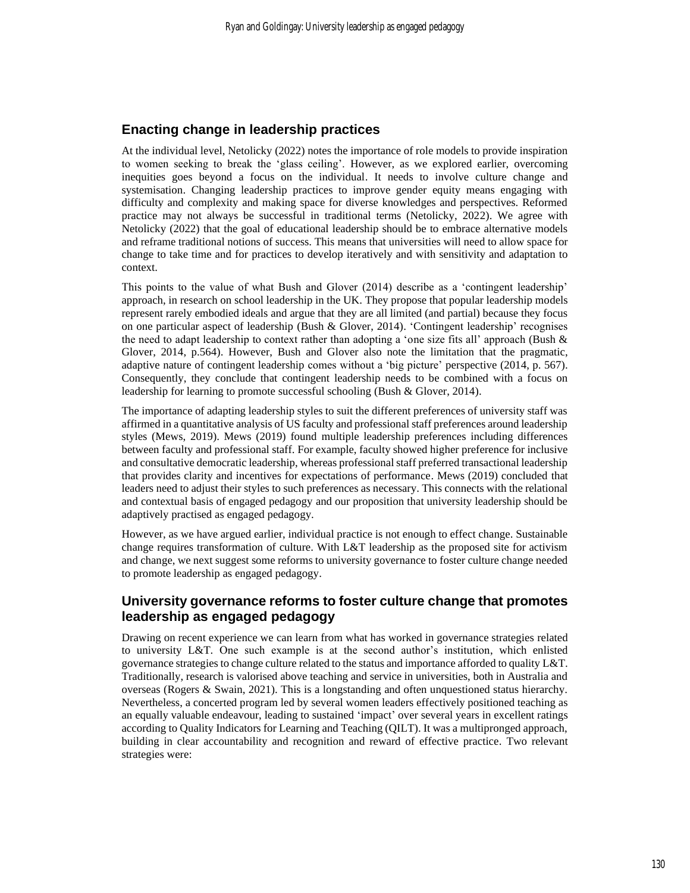## Enacting change in leadership practices

At the individual level, Netolicky (2022) notes the importance of role models to provide inspiration to women seeking to break the 'glass ceiling'. However, as we explored earlier, overcoming inequities goes beyond a focus on the individual. It needs to involve culture change and systemisation. Changing leadership practices to improve gender equity means engaging with difficulty and complexity and making space for diverse knowledges and perspectives. Reformed practice may not always be successful in traditional terms (Netolicky, 2022). We agree with Netolicky (2022) that the goal of educational leadership should be to embrace alternative models and reframe traditional notions of success. This means that universities will need to allow space for change to take time and for practices to develop iteratively and with sensitivity and adaptation to context.

This points to the value of what Bush and Glover (2014) describe as a 'contingent leadership' approach, in research on school leadership in the UK. They propose that popular leadership models represent rarely embodied ideals and argue that they are all limited (and partial) because they focus on one particular aspect of leadership (Bush & Glover, 2014). 'Contingent leadership' recognises the need to adapt leadership to context rather than adopting a 'one size fits all' approach (Bush & Glover, 2014, p.564). However, Bush and Glover also note the limitation that the pragmatic, adaptive nature of contingent leadership comes without a 'big picture' perspective (2014, p. 567). Consequently, they conclude that contingent leadership needs to be combined with a focus on leadership for learning to promote successful schooling (Bush & Glover, 2014).

The importance of adapting leadership styles to suit the different preferences of university staff was affirmed in a quantitative analysis of US faculty and professional staff preferences around leadership styles (Mews, 2019). Mews (2019) found multiple leadership preferences including differences between faculty and professional staff. For example, faculty showed higher preference for inclusive and consultative democratic leadership, whereas professional staff preferred transactional leadership that provides clarity and incentives for expectations of performance. Mews (2019) concluded that leaders need to adjust their styles to such preferences as necessary. This connects with the relational and contextual basis of engaged pedagogy and our proposition that university leadership should be adaptively practised as engaged pedagogy.

However, as we have argued earlier, individual practice is not enough to effect change. Sustainable change requires transformation of culture. With L&T leadership as the proposed site for activism and change, we next suggest some reforms to university governance to foster culture change needed to promote leadership as engaged pedagogy.

## University governance reforms to foster culture change that promotes leadership as engaged pedagogy

Drawing on recent experience we can learn from what has worked in governance strategies related to university L&T. One such example is at the second author's institution, which enlisted governance strategies to change culture related to the status and importance afforded to quality L&T. Traditionally, research is valorised above teaching and service in universities, both in Australia and overseas (Rogers & Swain, 2021). This is a longstanding and often unquestioned status hierarchy. Nevertheless, a concerted program led by several women leaders effectively positioned teaching as an equally valuable endeavour, leading to sustained 'impact' over several years in excellent ratings according to Quality Indicators for Learning and Teaching (QILT). It was a multipronged approach, building in clear accountability and recognition and reward of effective practice. Two relevant strategies were: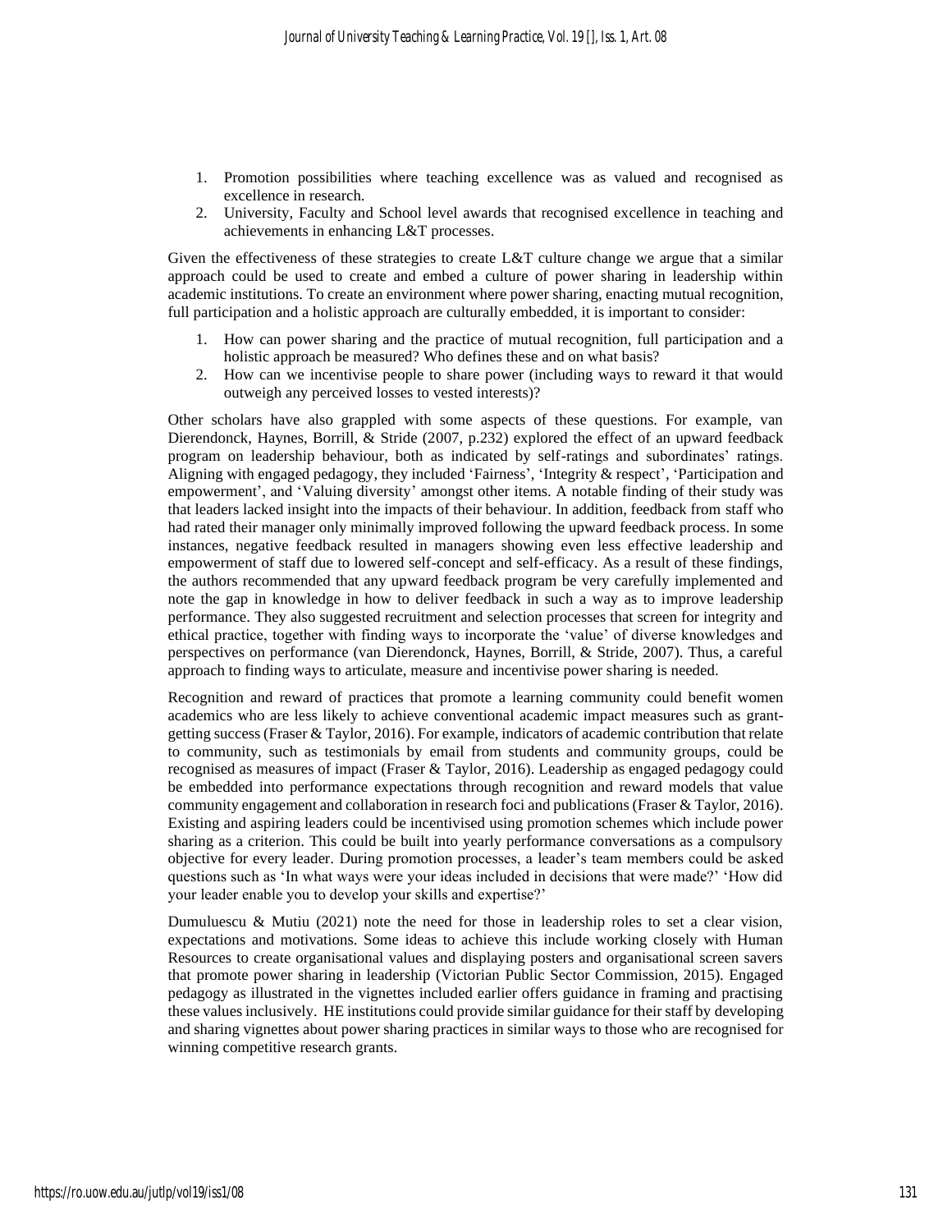1. Promotion possibilities where teaching excellence was as valued and recognised as excellence in research.
2. University, Faculty and School level awards that recognised excellence in teaching and achievements in enhancing L&T processes.

Given the effectiveness of these strategies to create L&T culture change we argue that a similar approach could be used to create and embed a culture of power sharing in leadership within academic institutions. To create an environment where power sharing, enacting mutual recognition, full participation and a holistic approach are culturally embedded, it is important to consider:

1. How can power sharing and the practice of mutual recognition, full participation and a holistic approach be measured? Who defines these and on what basis?
2. How can we incentivise people to share power (including ways to reward it that would outweigh any perceived losses to vested interests)?

Other scholars have also grappled with some aspects of these questions. For example, van Dierendonck, Haynes, Borrill, & Stride (2007, p.232) explored the effect of an upward feedback program on leadership behaviour, both as indicated by self-ratings and subordinates' ratings. Aligning with engaged pedagogy, they included 'Fairness', 'Integrity & respect', 'Participation and empowerment', and 'Valuing diversity' amongst other items. A notable finding of their study was that leaders lacked insight into the impacts of their behaviour. In addition, feedback from staff who had rated their manager only minimally improved following the upward feedback process. In some instances, negative feedback resulted in managers showing even less effective leadership and empowerment of staff due to lowered self-concept and self-efficacy. As a result of these findings, the authors recommended that any upward feedback program be very carefully implemented and note the gap in knowledge in how to deliver feedback in such a way as to improve leadership performance. They also suggested recruitment and selection processes that screen for integrity and ethical practice, together with finding ways to incorporate the 'value' of diverse knowledges and perspectives on performance (van Dierendonck, Haynes, Borrill, & Stride, 2007). Thus, a careful approach to finding ways to articulate, measure and incentivise power sharing is needed.

Recognition and reward of practices that promote a learning community could benefit women academics who are less likely to achieve conventional academic impact measures such as grant-getting success (Fraser & Taylor, 2016). For example, indicators of academic contribution that relate to community, such as testimonials by email from students and community groups, could be recognised as measures of impact (Fraser & Taylor, 2016). Leadership as engaged pedagogy could be embedded into performance expectations through recognition and reward models that value community engagement and collaboration in research foci and publications (Fraser & Taylor, 2016). Existing and aspiring leaders could be incentivised using promotion schemes which include power sharing as a criterion. This could be built into yearly performance conversations as a compulsory objective for every leader. During promotion processes, a leader's team members could be asked questions such as 'In what ways were your ideas included in decisions that were made?' 'How did your leader enable you to develop your skills and expertise?'

Dumuluescu & Mutiu (2021) note the need for those in leadership roles to set a clear vision, expectations and motivations. Some ideas to achieve this include working closely with Human Resources to create organisational values and displaying posters and organisational screen savers that promote power sharing in leadership (Victorian Public Sector Commission, 2015). Engaged pedagogy as illustrated in the vignettes included earlier offers guidance in framing and practising these values inclusively. HE institutions could provide similar guidance for their staff by developing and sharing vignettes about power sharing practices in similar ways to those who are recognised for winning competitive research grants.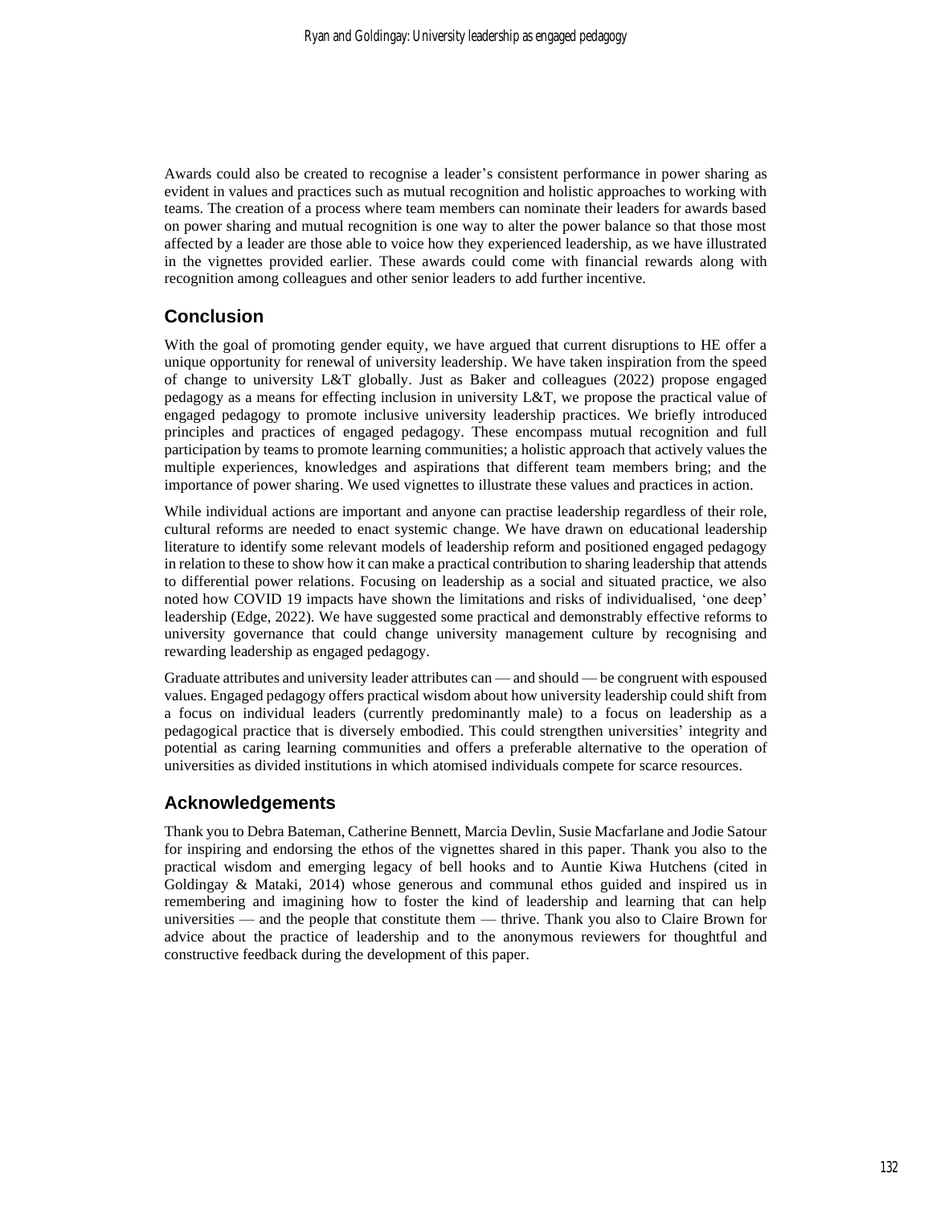Awards could also be created to recognise a leader's consistent performance in power sharing as evident in values and practices such as mutual recognition and holistic approaches to working with teams. The creation of a process where team members can nominate their leaders for awards based on power sharing and mutual recognition is one way to alter the power balance so that those most affected by a leader are those able to voice how they experienced leadership, as we have illustrated in the vignettes provided earlier. These awards could come with financial rewards along with recognition among colleagues and other senior leaders to add further incentive.

## Conclusion

With the goal of promoting gender equity, we have argued that current disruptions to HE offer a unique opportunity for renewal of university leadership. We have taken inspiration from the speed of change to university L&T globally. Just as Baker and colleagues (2022) propose engaged pedagogy as a means for effecting inclusion in university L&T, we propose the practical value of engaged pedagogy to promote inclusive university leadership practices. We briefly introduced principles and practices of engaged pedagogy. These encompass mutual recognition and full participation by teams to promote learning communities; a holistic approach that actively values the multiple experiences, knowledges and aspirations that different team members bring; and the importance of power sharing. We used vignettes to illustrate these values and practices in action.

While individual actions are important and anyone can practise leadership regardless of their role, cultural reforms are needed to enact systemic change. We have drawn on educational leadership literature to identify some relevant models of leadership reform and positioned engaged pedagogy in relation to these to show how it can make a practical contribution to sharing leadership that attends to differential power relations. Focusing on leadership as a social and situated practice, we also noted how COVID 19 impacts have shown the limitations and risks of individualised, 'one deep' leadership (Edge, 2022). We have suggested some practical and demonstrably effective reforms to university governance that could change university management culture by recognising and rewarding leadership as engaged pedagogy.

Graduate attributes and university leader attributes can — and should — be congruent with espoused values. Engaged pedagogy offers practical wisdom about how university leadership could shift from a focus on individual leaders (currently predominantly male) to a focus on leadership as a pedagogical practice that is diversely embodied. This could strengthen universities' integrity and potential as caring learning communities and offers a preferable alternative to the operation of universities as divided institutions in which atomised individuals compete for scarce resources.

## Acknowledgements

Thank you to Debra Bateman, Catherine Bennett, Marcia Devlin, Susie Macfarlane and Jodie Satour for inspiring and endorsing the ethos of the vignettes shared in this paper. Thank you also to the practical wisdom and emerging legacy of bell hooks and to Auntie Kiwa Hutchens (cited in Goldingay & Mataki, 2014) whose generous and communal ethos guided and inspired us in remembering and imagining how to foster the kind of leadership and learning that can help universities — and the people that constitute them — thrive. Thank you also to Claire Brown for advice about the practice of leadership and to the anonymous reviewers for thoughtful and constructive feedback during the development of this paper.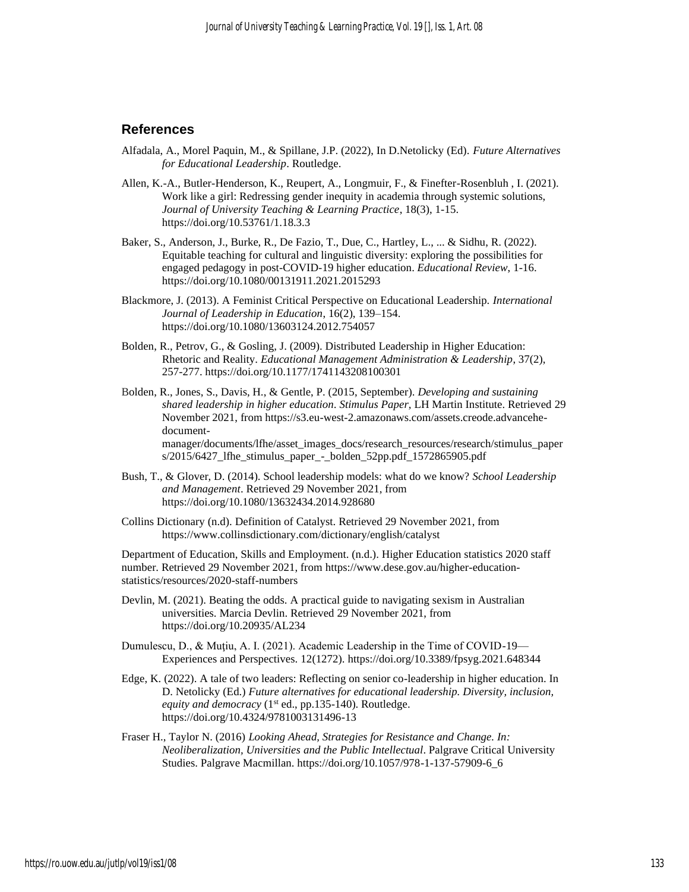## References

Alfadala, A., Morel Paquin, M., & Spillane, J.P. (2022), In D.Netolicky (Ed). *Future Alternatives for Educational Leadership*. Routledge.

Allen, K.-A., Butler-Henderson, K., Reupert, A., Longmuir, F., & Finefter-Rosenbluh , I. (2021). Work like a girl: Redressing gender inequity in academia through systemic solutions, *Journal of University Teaching & Learning Practice*, 18(3), 1-15. https://doi.org/10.53761/1.18.3.3

Baker, S., Anderson, J., Burke, R., De Fazio, T., Due, C., Hartley, L., ... & Sidhu, R. (2022). Equitable teaching for cultural and linguistic diversity: exploring the possibilities for engaged pedagogy in post-COVID-19 higher education. *Educational Review*, 1-16. https://doi.org/10.1080/00131911.2021.2015293

Blackmore, J. (2013). A Feminist Critical Perspective on Educational Leadership. *International Journal of Leadership in Education*, 16(2), 139–154. https://doi.org/10.1080/13603124.2012.754057

Bolden, R., Petrov, G., & Gosling, J. (2009). Distributed Leadership in Higher Education: Rhetoric and Reality. *Educational Management Administration & Leadership*, 37(2), 257-277. https://doi.org/10.1177/1741143208100301

Bolden, R., Jones, S., Davis, H., & Gentle, P. (2015, September). *Developing and sustaining shared leadership in higher education*. *Stimulus Paper*, LH Martin Institute. Retrieved 29 November 2021, from https://s3.eu-west-2.amazonaws.com/assets.creode.advancehe-document-manager/documents/lfhe/asset_images_docs/research_resources/research/stimulus_papers/2015/6427_lfhe_stimulus_paper_-_bolden_52pp.pdf_1572865905.pdf

Bush, T., & Glover, D. (2014). School leadership models: what do we know? *School Leadership and Management*. Retrieved 29 November 2021, from https://doi.org/10.1080/13632434.2014.928680

Collins Dictionary (n.d). Definition of Catalyst. Retrieved 29 November 2021, from https://www.collinsdictionary.com/dictionary/english/catalyst

Department of Education, Skills and Employment. (n.d.). Higher Education statistics 2020 staff number. Retrieved 29 November 2021, from https://www.dese.gov.au/higher-education-statistics/resources/2020-staff-numbers

Devlin, M. (2021). Beating the odds. A practical guide to navigating sexism in Australian universities. Marcia Devlin. Retrieved 29 November 2021, from https://doi.org/10.20935/AL234

Dumulescu, D., & Muțiu, A. I. (2021). Academic Leadership in the Time of COVID-19—Experiences and Perspectives. 12(1272). https://doi.org/10.3389/fpsyg.2021.648344

Edge, K. (2022). A tale of two leaders: Reflecting on senior co-leadership in higher education. In D. Netolicky (Ed.) *Future alternatives for educational leadership. Diversity, inclusion, equity and democracy* (1st ed., pp.135-140). Routledge. https://doi.org/10.4324/9781003131496-13

Fraser H., Taylor N. (2016) *Looking Ahead, Strategies for Resistance and Change. In: Neoliberalization, Universities and the Public Intellectual*. Palgrave Critical University Studies. Palgrave Macmillan. https://doi.org/10.1057/978-1-137-57909-6_6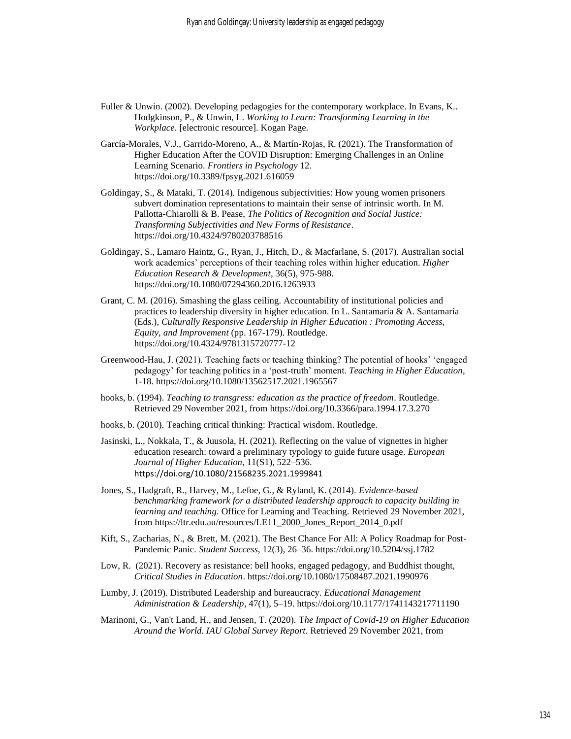Fuller & Unwin. (2002). Developing pedagogies for the contemporary workplace. In Evans, K.. Hodgkinson, P., & Unwin, L. *Working to Learn: Transforming Learning in the Workplace*. [electronic resource]. Kogan Page.

García-Morales, V.J., Garrido-Moreno, A., & Martín-Rojas, R. (2021). The Transformation of Higher Education After the COVID Disruption: Emerging Challenges in an Online Learning Scenario. *Frontiers in Psychology* 12. https://doi.org/10.3389/fpsyg.2021.616059

Goldingay, S., & Mataki, T. (2014). Indigenous subjectivities: How young women prisoners subvert domination representations to maintain their sense of intrinsic worth. In M. Pallotta-Chiarolli & B. Pease, *The Politics of Recognition and Social Justice: Transforming Subjectivities and New Forms of Resistance*. https://doi.org/10.4324/9780203788516

Goldingay, S., Lamaro Haintz, G., Ryan, J., Hitch, D., & Macfarlane, S. (2017). Australian social work academics' perceptions of their teaching roles within higher education. *Higher Education Research & Development*, 36(5), 975-988. https://doi.org/10.1080/07294360.2016.1263933

Grant, C. M. (2016). Smashing the glass ceiling. Accountability of institutional policies and practices to leadership diversity in higher education. In L. Santamaría & A. Santamaría (Eds.), *Culturally Responsive Leadership in Higher Education : Promoting Access, Equity, and Improvement* (pp. 167-179). Routledge. https://doi.org/10.4324/9781315720777-12

Greenwood-Hau, J. (2021). Teaching facts or teaching thinking? The potential of hooks' 'engaged pedagogy' for teaching politics in a 'post-truth' moment. *Teaching in Higher Education*, 1-18. https://doi.org/10.1080/13562517.2021.1965567

hooks, b. (1994). *Teaching to transgress: education as the practice of freedom*. Routledge. Retrieved 29 November 2021, from https://doi.org/10.3366/para.1994.17.3.270

hooks, b. (2010). Teaching critical thinking: Practical wisdom. Routledge.

Jasinski, L., Nokkala, T., & Juusola, H. (2021). Reflecting on the value of vignettes in higher education research: toward a preliminary typology to guide future usage. *European Journal of Higher Education*, 11(S1), 522–536. https://doi.org/10.1080/21568235.2021.1999841

Jones, S., Hadgraft, R., Harvey, M., Lefoe, G., & Ryland, K. (2014). *Evidence-based benchmarking framework for a distributed leadership approach to capacity building in learning and teaching*. Office for Learning and Teaching. Retrieved 29 November 2021, from https://ltr.edu.au/resources/LE11_2000_Jones_Report_2014_0.pdf

Kift, S., Zacharias, N., & Brett, M. (2021). The Best Chance For All: A Policy Roadmap for Post-Pandemic Panic. *Student Success*, 12(3), 26–36. https://doi.org/10.5204/ssj.1782

Low, R. (2021). Recovery as resistance: bell hooks, engaged pedagogy, and Buddhist thought, *Critical Studies in Education*. https://doi.org/10.1080/17508487.2021.1990976

Lumby, J. (2019). Distributed Leadership and bureaucracy. *Educational Management Administration & Leadership*, 47(1), 5–19. https://doi.org/10.1177/1741143217711190

Marinoni, G., Van't Land, H., and Jensen, T. (2020). T*he Impact of Covid-19 on Higher Education Around the World. IAU Global Survey Report.* Retrieved 29 November 2021, from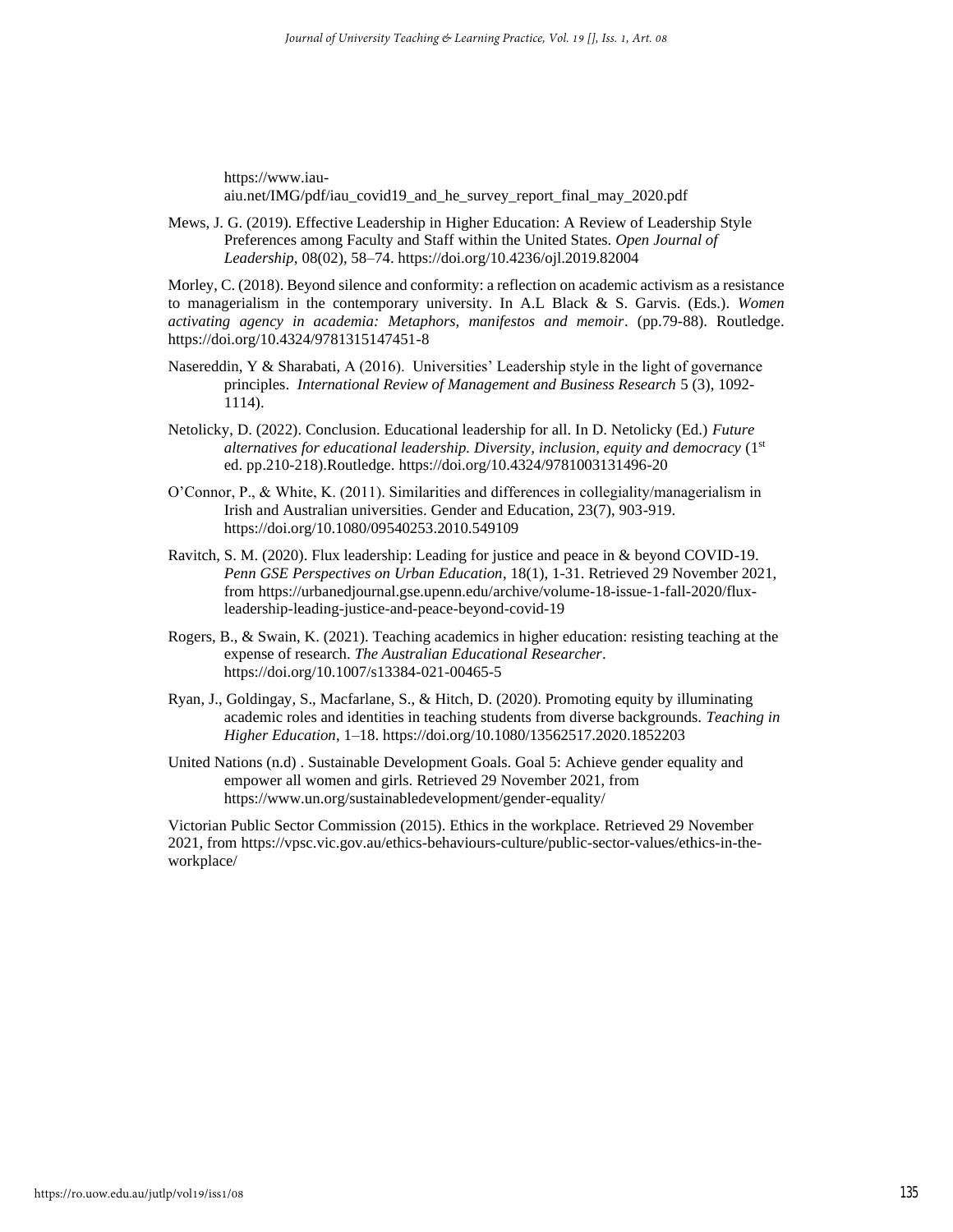https://www.iau-aiu.net/IMG/pdf/iau_covid19_and_he_survey_report_final_may_2020.pdf

Mews, J. G. (2019). Effective Leadership in Higher Education: A Review of Leadership Style Preferences among Faculty and Staff within the United States. *Open Journal of Leadership*, 08(02), 58–74. https://doi.org/10.4236/ojl.2019.82004

Morley, C. (2018). Beyond silence and conformity: a reflection on academic activism as a resistance to managerialism in the contemporary university. In A.L Black & S. Garvis. (Eds.). *Women activating agency in academia: Metaphors, manifestos and memoir*. (pp.79-88). Routledge. https://doi.org/10.4324/9781315147451-8

Nasereddin, Y & Sharabati, A (2016). Universities' Leadership style in the light of governance principles. *International Review of Management and Business Research* 5 (3), 1092-1114).

Netolicky, D. (2022). Conclusion. Educational leadership for all. In D. Netolicky (Ed.) *Future alternatives for educational leadership. Diversity, inclusion, equity and democracy* (1st ed. pp.210-218).Routledge. https://doi.org/10.4324/9781003131496-20

O'Connor, P., & White, K. (2011). Similarities and differences in collegiality/managerialism in Irish and Australian universities. Gender and Education, 23(7), 903-919. https://doi.org/10.1080/09540253.2010.549109

Ravitch, S. M. (2020). Flux leadership: Leading for justice and peace in & beyond COVID-19. *Penn GSE Perspectives on Urban Education*, 18(1), 1-31. Retrieved 29 November 2021, from https://urbanedjournal.gse.upenn.edu/archive/volume-18-issue-1-fall-2020/flux-leadership-leading-justice-and-peace-beyond-covid-19

Rogers, B., & Swain, K. (2021). Teaching academics in higher education: resisting teaching at the expense of research. *The Australian Educational Researcher*. https://doi.org/10.1007/s13384-021-00465-5

Ryan, J., Goldingay, S., Macfarlane, S., & Hitch, D. (2020). Promoting equity by illuminating academic roles and identities in teaching students from diverse backgrounds. *Teaching in Higher Education*, 1–18. https://doi.org/10.1080/13562517.2020.1852203

United Nations (n.d) . Sustainable Development Goals. Goal 5: Achieve gender equality and empower all women and girls. Retrieved 29 November 2021, from https://www.un.org/sustainabledevelopment/gender-equality/

Victorian Public Sector Commission (2015). Ethics in the workplace. Retrieved 29 November 2021, from https://vpsc.vic.gov.au/ethics-behaviours-culture/public-sector-values/ethics-in-the-workplace/